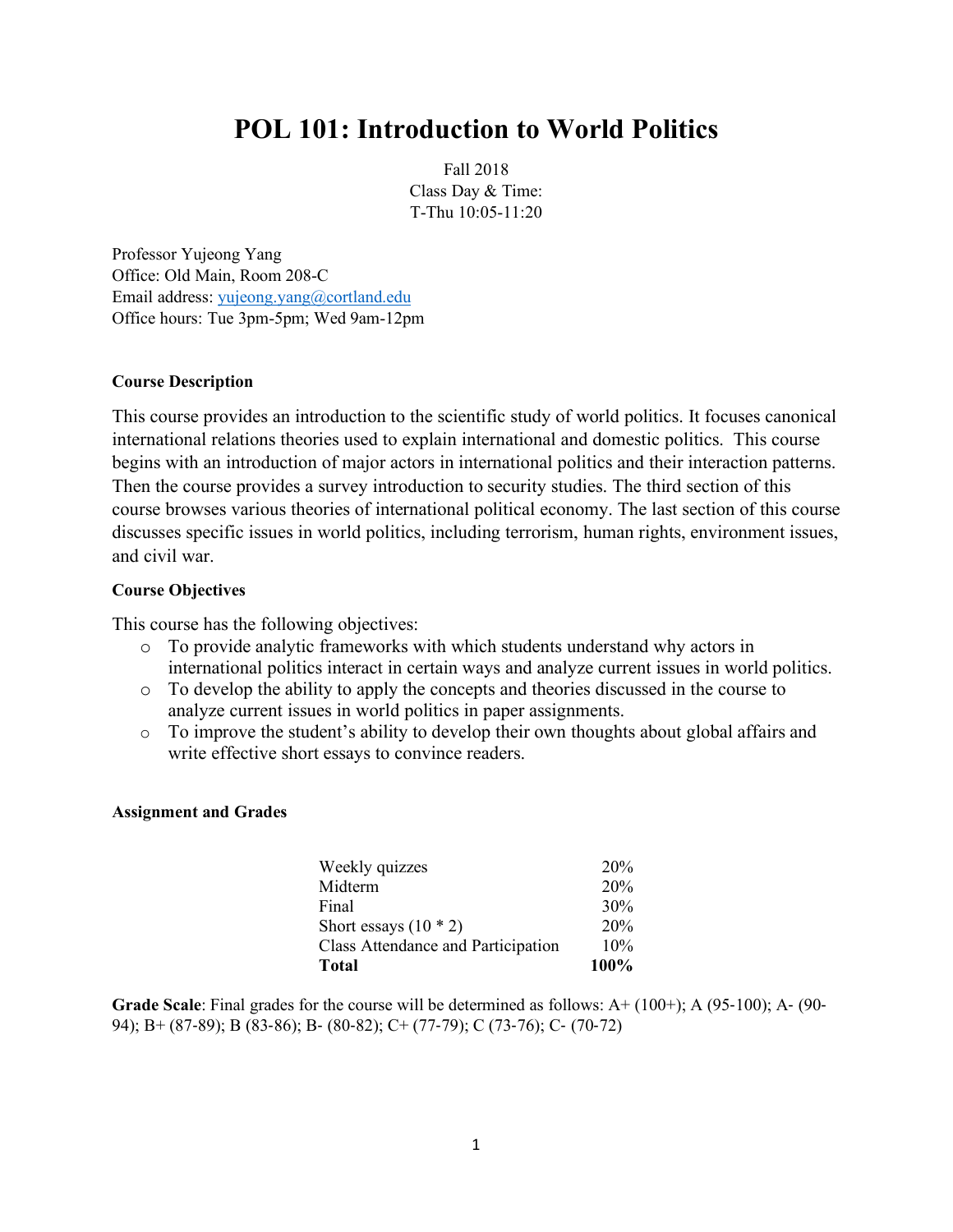# POL 101: Introduction to World Politics

Fall 2018
Class Day & Time:
T-Thu 10:05-11:20

Professor Yujeong Yang
Office: Old Main, Room 208-C
Email address: yujeong.yang@cortland.edu
Office hours: Tue 3pm-5pm; Wed 9am-12pm

**Course Description**

This course provides an introduction to the scientific study of world politics. It focuses canonical international relations theories used to explain international and domestic politics. This course begins with an introduction of major actors in international politics and their interaction patterns. Then the course provides a survey introduction to security studies. The third section of this course browses various theories of international political economy. The last section of this course discusses specific issues in world politics, including terrorism, human rights, environment issues, and civil war.

**Course Objectives**

This course has the following objectives:

- To provide analytic frameworks with which students understand why actors in international politics interact in certain ways and analyze current issues in world politics.
- To develop the ability to apply the concepts and theories discussed in the course to analyze current issues in world politics in paper assignments.
- To improve the student's ability to develop their own thoughts about global affairs and write effective short essays to convince readers.

**Assignment and Grades**

| | |
|---|---|
| Weekly quizzes | 20% |
| Midterm | 20% |
| Final | 30% |
| Short essays (10 * 2) | 20% |
| Class Attendance and Participation | 10% |
| **Total** | **100%** |

**Grade Scale**: Final grades for the course will be determined as follows: A+ (100+); A (95-100); A- (90-94); B+ (87-89); B (83-86); B- (80-82); C+ (77-79); C (73-76); C- (70-72)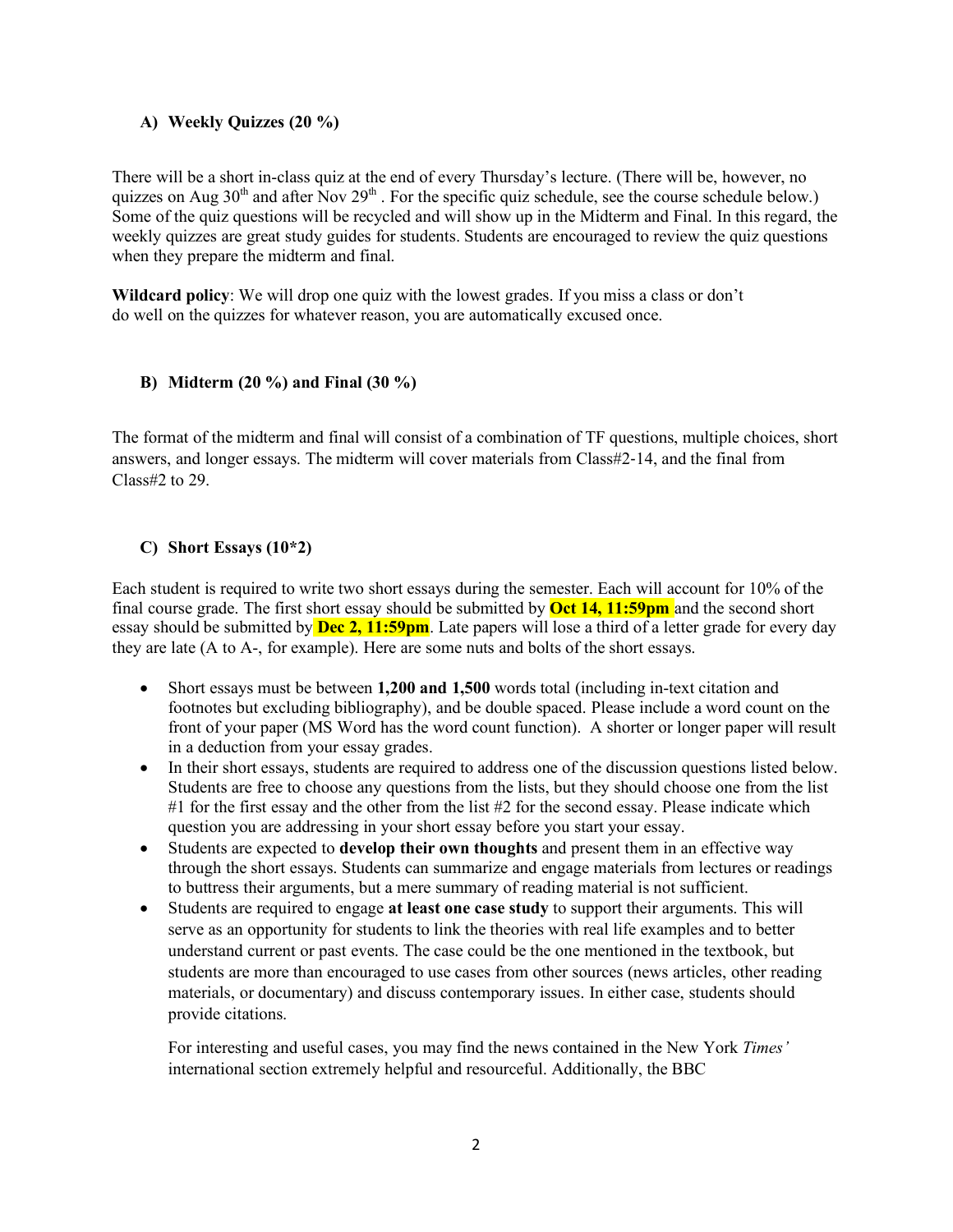### A) Weekly Quizzes (20 %)

There will be a short in-class quiz at the end of every Thursday's lecture. (There will be, however, no quizzes on Aug 30th and after Nov 29th . For the specific quiz schedule, see the course schedule below.) Some of the quiz questions will be recycled and will show up in the Midterm and Final. In this regard, the weekly quizzes are great study guides for students. Students are encouraged to review the quiz questions when they prepare the midterm and final.

**Wildcard policy**: We will drop one quiz with the lowest grades. If you miss a class or don't do well on the quizzes for whatever reason, you are automatically excused once.

### B) Midterm (20 %) and Final (30 %)

The format of the midterm and final will consist of a combination of TF questions, multiple choices, short answers, and longer essays. The midterm will cover materials from Class#2-14, and the final from Class#2 to 29.

### C) Short Essays (10*2)

Each student is required to write two short essays during the semester. Each will account for 10% of the final course grade. The first short essay should be submitted by **Oct 14, 11:59pm** and the second short essay should be submitted by **Dec 2, 11:59pm**. Late papers will lose a third of a letter grade for every day they are late (A to A-, for example). Here are some nuts and bolts of the short essays.

- Short essays must be between **1,200 and 1,500** words total (including in-text citation and footnotes but excluding bibliography), and be double spaced. Please include a word count on the front of your paper (MS Word has the word count function). A shorter or longer paper will result in a deduction from your essay grades.
- In their short essays, students are required to address one of the discussion questions listed below. Students are free to choose any questions from the lists, but they should choose one from the list #1 for the first essay and the other from the list #2 for the second essay. Please indicate which question you are addressing in your short essay before you start your essay.
- Students are expected to **develop their own thoughts** and present them in an effective way through the short essays. Students can summarize and engage materials from lectures or readings to buttress their arguments, but a mere summary of reading material is not sufficient.
- Students are required to engage **at least one case study** to support their arguments. This will serve as an opportunity for students to link the theories with real life examples and to better understand current or past events. The case could be the one mentioned in the textbook, but students are more than encouraged to use cases from other sources (news articles, other reading materials, or documentary) and discuss contemporary issues. In either case, students should provide citations.

  For interesting and useful cases, you may find the news contained in the New York *Times'* international section extremely helpful and resourceful. Additionally, the BBC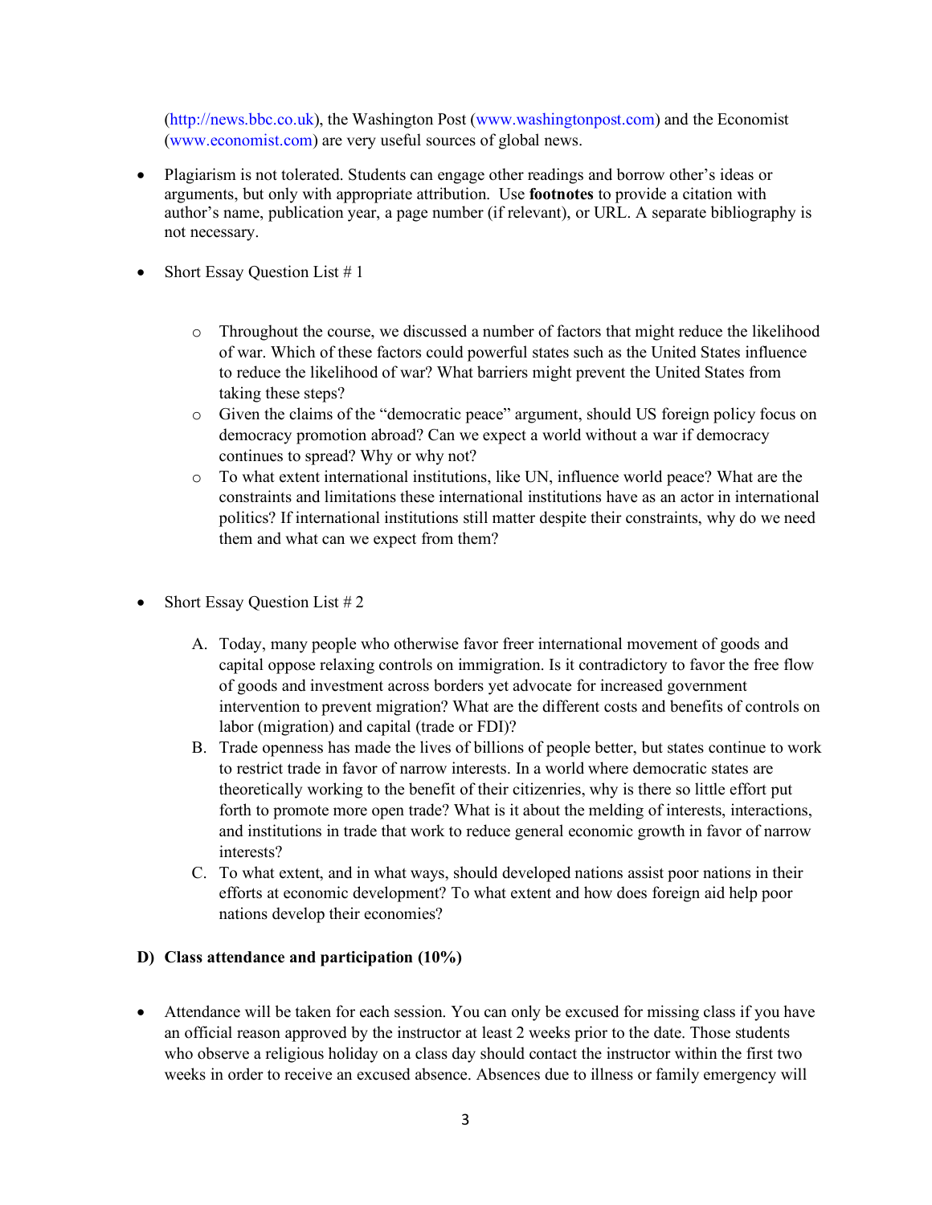(http://news.bbc.co.uk), the Washington Post (www.washingtonpost.com) and the Economist (www.economist.com) are very useful sources of global news.

- Plagiarism is not tolerated. Students can engage other readings and borrow other's ideas or arguments, but only with appropriate attribution. Use **footnotes** to provide a citation with author's name, publication year, a page number (if relevant), or URL. A separate bibliography is not necessary.

- Short Essay Question List # 1

    - Throughout the course, we discussed a number of factors that might reduce the likelihood of war. Which of these factors could powerful states such as the United States influence to reduce the likelihood of war? What barriers might prevent the United States from taking these steps?
    - Given the claims of the "democratic peace" argument, should US foreign policy focus on democracy promotion abroad? Can we expect a world without a war if democracy continues to spread? Why or why not?
    - To what extent international institutions, like UN, influence world peace? What are the constraints and limitations these international institutions have as an actor in international politics? If international institutions still matter despite their constraints, why do we need them and what can we expect from them?

- Short Essay Question List # 2

    A. Today, many people who otherwise favor freer international movement of goods and capital oppose relaxing controls on immigration. Is it contradictory to favor the free flow of goods and investment across borders yet advocate for increased government intervention to prevent migration? What are the different costs and benefits of controls on labor (migration) and capital (trade or FDI)?
    B. Trade openness has made the lives of billions of people better, but states continue to work to restrict trade in favor of narrow interests. In a world where democratic states are theoretically working to the benefit of their citizenries, why is there so little effort put forth to promote more open trade? What is it about the melding of interests, interactions, and institutions in trade that work to reduce general economic growth in favor of narrow interests?
    C. To what extent, and in what ways, should developed nations assist poor nations in their efforts at economic development? To what extent and how does foreign aid help poor nations develop their economies?

**D) Class attendance and participation (10%)**

- Attendance will be taken for each session. You can only be excused for missing class if you have an official reason approved by the instructor at least 2 weeks prior to the date. Those students who observe a religious holiday on a class day should contact the instructor within the first two weeks in order to receive an excused absence. Absences due to illness or family emergency will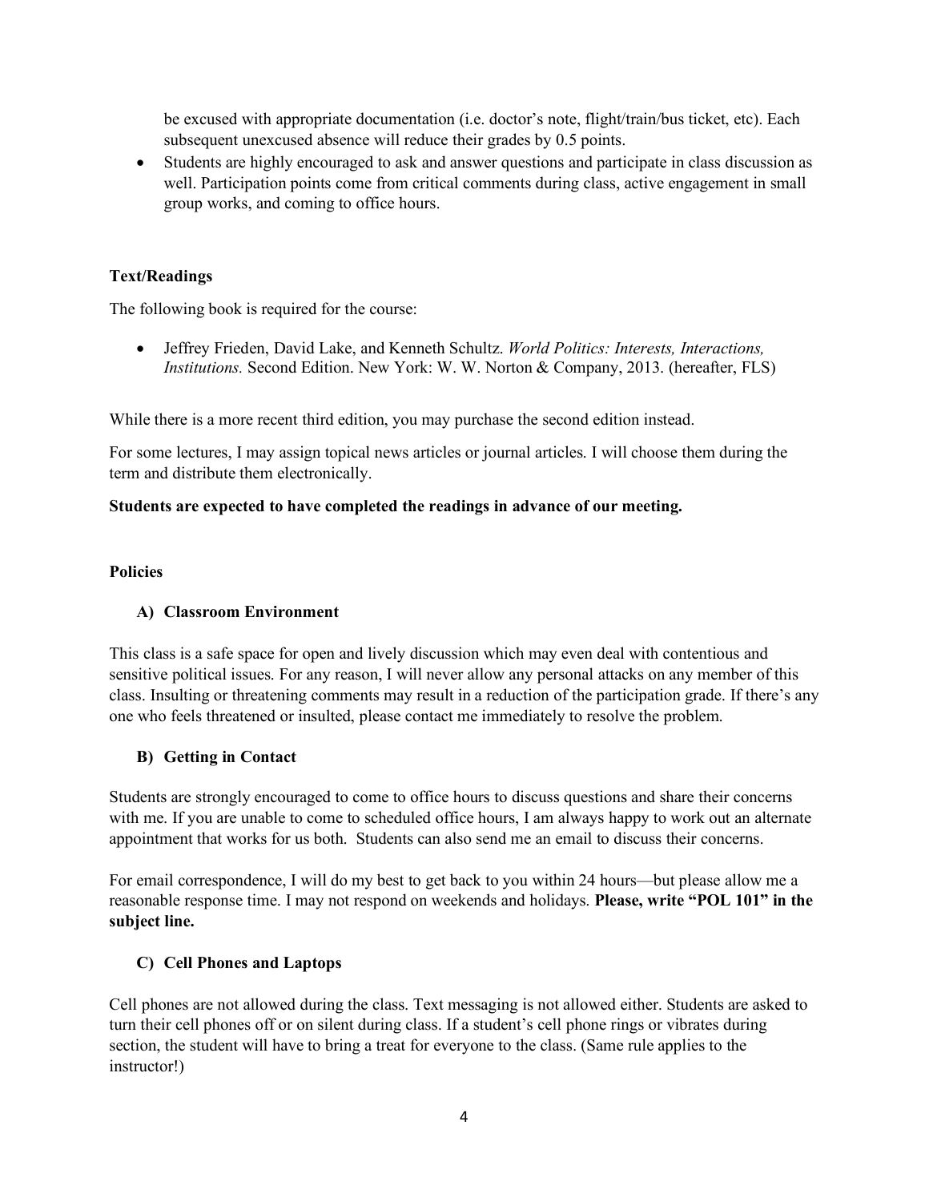be excused with appropriate documentation (i.e. doctor's note, flight/train/bus ticket, etc). Each subsequent unexcused absence will reduce their grades by 0.5 points.

- Students are highly encouraged to ask and answer questions and participate in class discussion as well. Participation points come from critical comments during class, active engagement in small group works, and coming to office hours.

**Text/Readings**

The following book is required for the course:

- Jeffrey Frieden, David Lake, and Kenneth Schultz. *World Politics: Interests, Interactions, Institutions.* Second Edition. New York: W. W. Norton & Company, 2013. (hereafter, FLS)

While there is a more recent third edition, you may purchase the second edition instead.

For some lectures, I may assign topical news articles or journal articles. I will choose them during the term and distribute them electronically.

**Students are expected to have completed the readings in advance of our meeting.**

**Policies**

**A) Classroom Environment**

This class is a safe space for open and lively discussion which may even deal with contentious and sensitive political issues. For any reason, I will never allow any personal attacks on any member of this class. Insulting or threatening comments may result in a reduction of the participation grade. If there's any one who feels threatened or insulted, please contact me immediately to resolve the problem.

**B) Getting in Contact**

Students are strongly encouraged to come to office hours to discuss questions and share their concerns with me. If you are unable to come to scheduled office hours, I am always happy to work out an alternate appointment that works for us both. Students can also send me an email to discuss their concerns.

For email correspondence, I will do my best to get back to you within 24 hours—but please allow me a reasonable response time. I may not respond on weekends and holidays. **Please, write "POL 101" in the subject line.**

**C) Cell Phones and Laptops**

Cell phones are not allowed during the class. Text messaging is not allowed either. Students are asked to turn their cell phones off or on silent during class. If a student's cell phone rings or vibrates during section, the student will have to bring a treat for everyone to the class. (Same rule applies to the instructor!)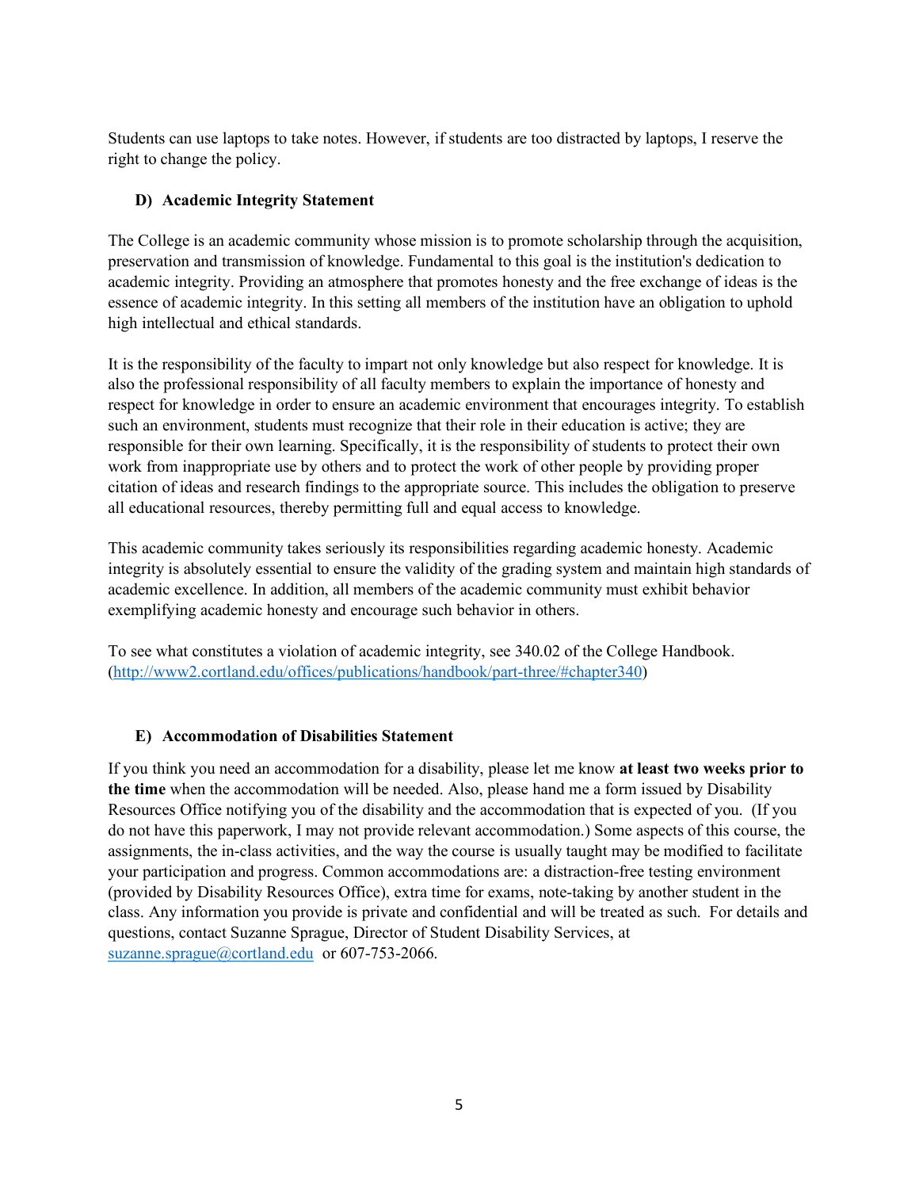Students can use laptops to take notes. However, if students are too distracted by laptops, I reserve the right to change the policy.

### D) Academic Integrity Statement

The College is an academic community whose mission is to promote scholarship through the acquisition, preservation and transmission of knowledge. Fundamental to this goal is the institution's dedication to academic integrity. Providing an atmosphere that promotes honesty and the free exchange of ideas is the essence of academic integrity. In this setting all members of the institution have an obligation to uphold high intellectual and ethical standards.

It is the responsibility of the faculty to impart not only knowledge but also respect for knowledge. It is also the professional responsibility of all faculty members to explain the importance of honesty and respect for knowledge in order to ensure an academic environment that encourages integrity. To establish such an environment, students must recognize that their role in their education is active; they are responsible for their own learning. Specifically, it is the responsibility of students to protect their own work from inappropriate use by others and to protect the work of other people by providing proper citation of ideas and research findings to the appropriate source. This includes the obligation to preserve all educational resources, thereby permitting full and equal access to knowledge.

This academic community takes seriously its responsibilities regarding academic honesty. Academic integrity is absolutely essential to ensure the validity of the grading system and maintain high standards of academic excellence. In addition, all members of the academic community must exhibit behavior exemplifying academic honesty and encourage such behavior in others.

To see what constitutes a violation of academic integrity, see 340.02 of the College Handbook. (http://www2.cortland.edu/offices/publications/handbook/part-three/#chapter340)

### E) Accommodation of Disabilities Statement

If you think you need an accommodation for a disability, please let me know **at least two weeks prior to the time** when the accommodation will be needed. Also, please hand me a form issued by Disability Resources Office notifying you of the disability and the accommodation that is expected of you. (If you do not have this paperwork, I may not provide relevant accommodation.) Some aspects of this course, the assignments, the in-class activities, and the way the course is usually taught may be modified to facilitate your participation and progress. Common accommodations are: a distraction-free testing environment (provided by Disability Resources Office), extra time for exams, note-taking by another student in the class. Any information you provide is private and confidential and will be treated as such. For details and questions, contact Suzanne Sprague, Director of Student Disability Services, at suzanne.sprague@cortland.edu or 607-753-2066.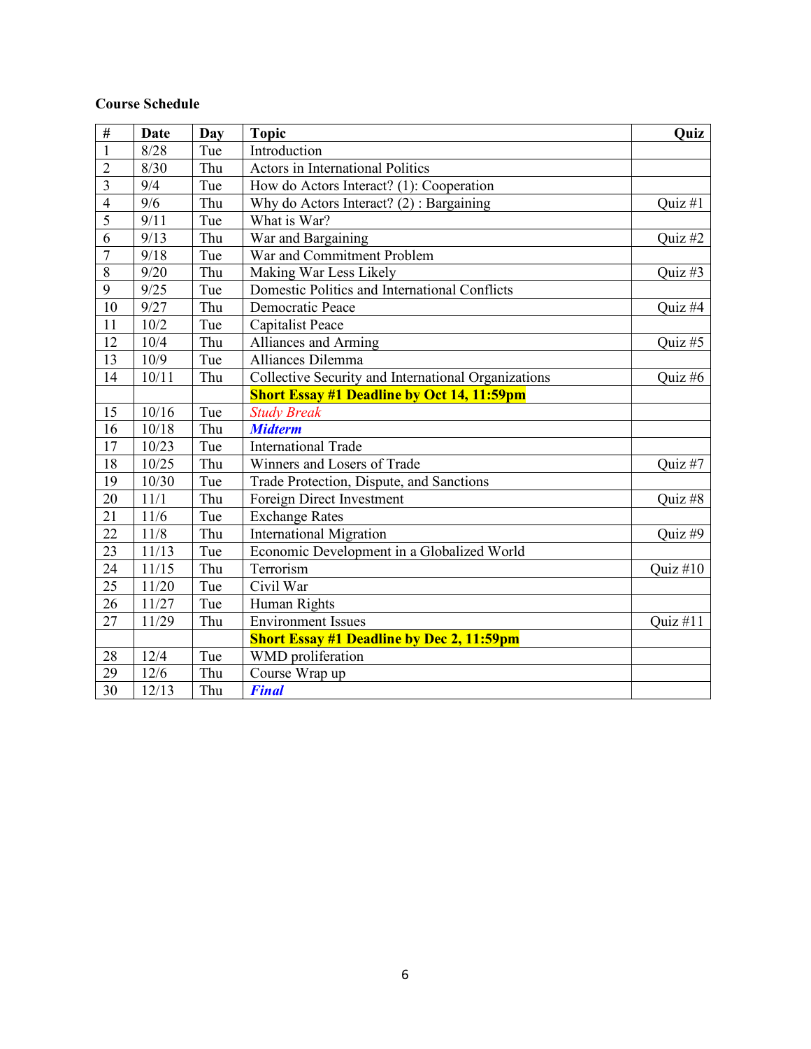**Course Schedule**

| # | Date | Day | Topic | Quiz |
|---|---|---|---|---|
| 1 | 8/28 | Tue | Introduction | |
| 2 | 8/30 | Thu | Actors in International Politics | |
| 3 | 9/4 | Tue | How do Actors Interact? (1): Cooperation | |
| 4 | 9/6 | Thu | Why do Actors Interact? (2) : Bargaining | Quiz #1 |
| 5 | 9/11 | Tue | What is War? | |
| 6 | 9/13 | Thu | War and Bargaining | Quiz #2 |
| 7 | 9/18 | Tue | War and Commitment Problem | |
| 8 | 9/20 | Thu | Making War Less Likely | Quiz #3 |
| 9 | 9/25 | Tue | Domestic Politics and International Conflicts | |
| 10 | 9/27 | Thu | Democratic Peace | Quiz #4 |
| 11 | 10/2 | Tue | Capitalist Peace | |
| 12 | 10/4 | Thu | Alliances and Arming | Quiz #5 |
| 13 | 10/9 | Tue | Alliances Dilemma | |
| 14 | 10/11 | Thu | Collective Security and International Organizations | Quiz #6 |
| | | | **Short Essay #1 Deadline by Oct 14, 11:59pm** | |
| 15 | 10/16 | Tue | *Study Break* | |
| 16 | 10/18 | Thu | ***Midterm*** | |
| 17 | 10/23 | Tue | International Trade | |
| 18 | 10/25 | Thu | Winners and Losers of Trade | Quiz #7 |
| 19 | 10/30 | Tue | Trade Protection, Dispute, and Sanctions | |
| 20 | 11/1 | Thu | Foreign Direct Investment | Quiz #8 |
| 21 | 11/6 | Tue | Exchange Rates | |
| 22 | 11/8 | Thu | International Migration | Quiz #9 |
| 23 | 11/13 | Tue | Economic Development in a Globalized World | |
| 24 | 11/15 | Thu | Terrorism | Quiz #10 |
| 25 | 11/20 | Tue | Civil War | |
| 26 | 11/27 | Tue | Human Rights | |
| 27 | 11/29 | Thu | Environment Issues | Quiz #11 |
| | | | **Short Essay #1 Deadline by Dec 2, 11:59pm** | |
| 28 | 12/4 | Tue | WMD proliferation | |
| 29 | 12/6 | Thu | Course Wrap up | |
| 30 | 12/13 | Thu | ***Final*** | |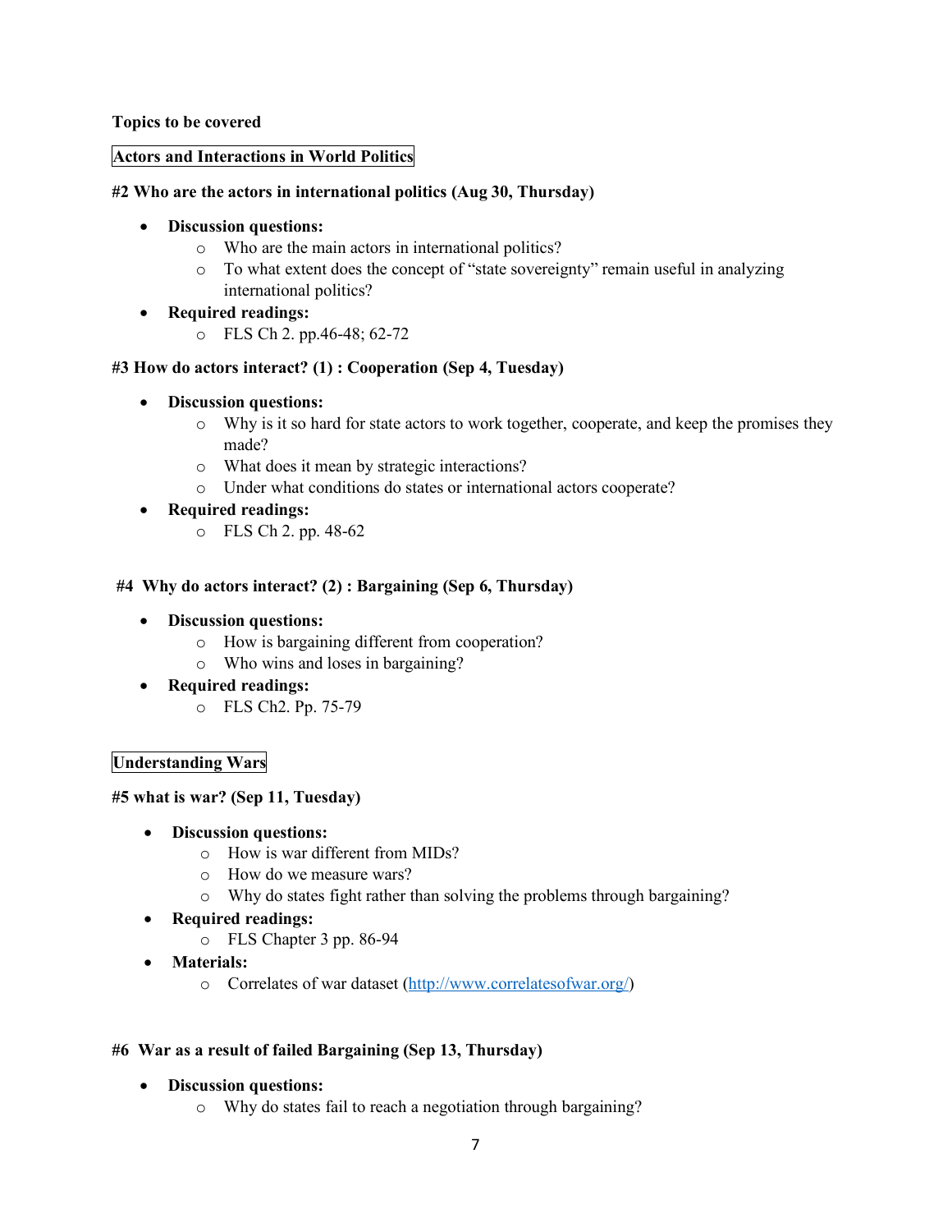**Topics to be covered**

## Actors and Interactions in World Politics

### #2 Who are the actors in international politics (Aug 30, Thursday)

- **Discussion questions:**
  - Who are the main actors in international politics?
  - To what extent does the concept of "state sovereignty" remain useful in analyzing international politics?
- **Required readings:**
  - FLS Ch 2. pp.46-48; 62-72

### #3 How do actors interact? (1) : Cooperation (Sep 4, Tuesday)

- **Discussion questions:**
  - Why is it so hard for state actors to work together, cooperate, and keep the promises they made?
  - What does it mean by strategic interactions?
  - Under what conditions do states or international actors cooperate?
- **Required readings:**
  - FLS Ch 2. pp. 48-62

### #4 Why do actors interact? (2) : Bargaining (Sep 6, Thursday)

- **Discussion questions:**
  - How is bargaining different from cooperation?
  - Who wins and loses in bargaining?
- **Required readings:**
  - FLS Ch2. Pp. 75-79

## Understanding Wars

### #5 what is war? (Sep 11, Tuesday)

- **Discussion questions:**
  - How is war different from MIDs?
  - How do we measure wars?
  - Why do states fight rather than solving the problems through bargaining?
- **Required readings:**
  - FLS Chapter 3 pp. 86-94
- **Materials:**
  - Correlates of war dataset (http://www.correlatesofwar.org/)

### #6 War as a result of failed Bargaining (Sep 13, Thursday)

- **Discussion questions:**
  - Why do states fail to reach a negotiation through bargaining?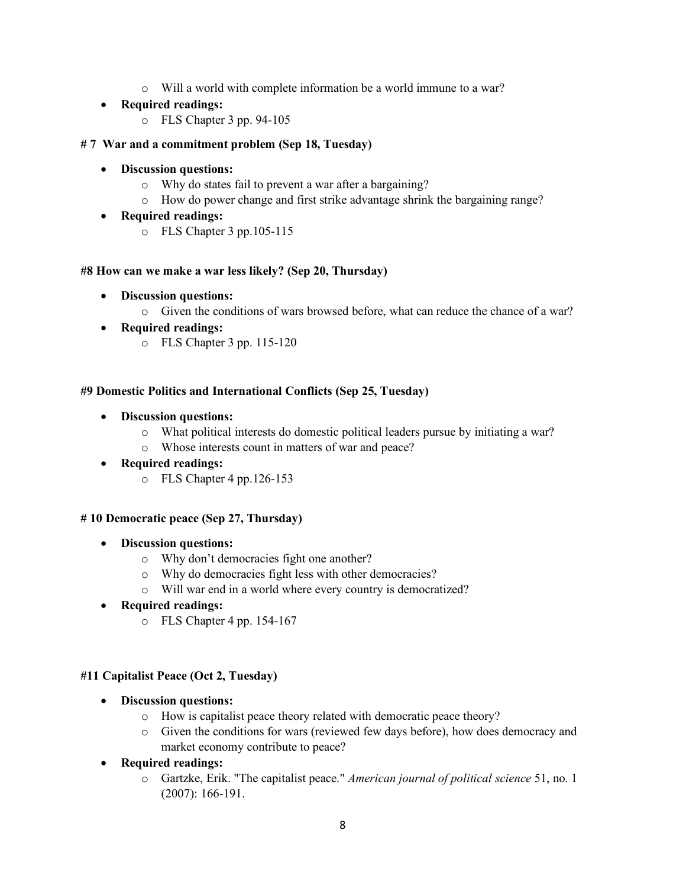- Will a world with complete information be a world immune to a war?
- **Required readings:**
  - FLS Chapter 3 pp. 94-105

**# 7 War and a commitment problem (Sep 18, Tuesday)**

- **Discussion questions:**
  - Why do states fail to prevent a war after a bargaining?
  - How do power change and first strike advantage shrink the bargaining range?
- **Required readings:**
  - FLS Chapter 3 pp.105-115

**#8 How can we make a war less likely? (Sep 20, Thursday)**

- **Discussion questions:**
  - Given the conditions of wars browsed before, what can reduce the chance of a war?
- **Required readings:**
  - FLS Chapter 3 pp. 115-120

**#9 Domestic Politics and International Conflicts (Sep 25, Tuesday)**

- **Discussion questions:**
  - What political interests do domestic political leaders pursue by initiating a war?
  - Whose interests count in matters of war and peace?
- **Required readings:**
  - FLS Chapter 4 pp.126-153

**# 10 Democratic peace (Sep 27, Thursday)**

- **Discussion questions:**
  - Why don't democracies fight one another?
  - Why do democracies fight less with other democracies?
  - Will war end in a world where every country is democratized?
- **Required readings:**
  - FLS Chapter 4 pp. 154-167

**#11 Capitalist Peace (Oct 2, Tuesday)**

- **Discussion questions:**
  - How is capitalist peace theory related with democratic peace theory?
  - Given the conditions for wars (reviewed few days before), how does democracy and market economy contribute to peace?
- **Required readings:**
  - Gartzke, Erik. "The capitalist peace." *American journal of political science* 51, no. 1 (2007): 166-191.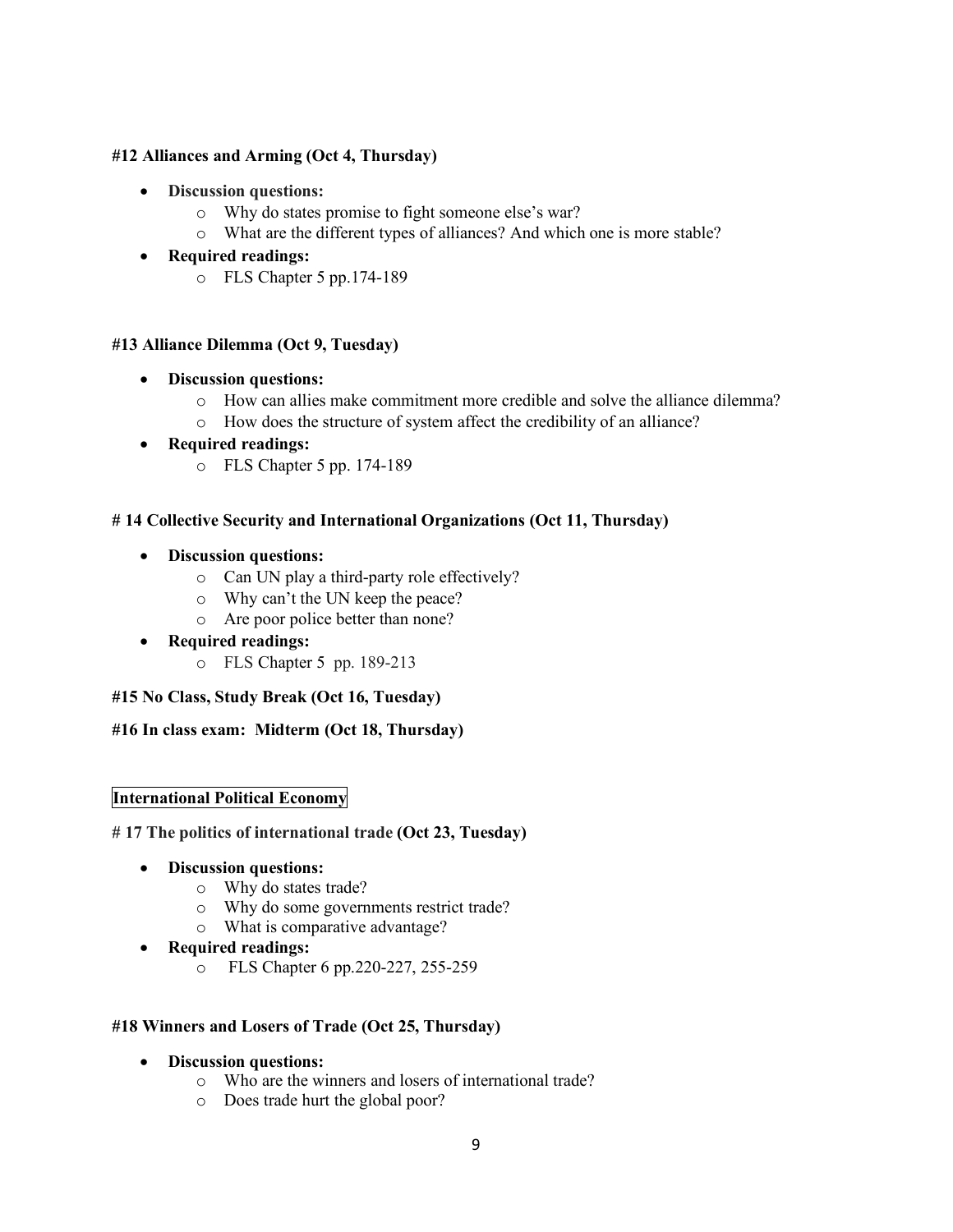**#12 Alliances and Arming (Oct 4, Thursday)**

- **Discussion questions:**
  - Why do states promise to fight someone else's war?
  - What are the different types of alliances? And which one is more stable?
- **Required readings:**
  - FLS Chapter 5 pp.174-189

**#13 Alliance Dilemma (Oct 9, Tuesday)**

- **Discussion questions:**
  - How can allies make commitment more credible and solve the alliance dilemma?
  - How does the structure of system affect the credibility of an alliance?
- **Required readings:**
  - FLS Chapter 5 pp. 174-189

**# 14 Collective Security and International Organizations (Oct 11, Thursday)**

- **Discussion questions:**
  - Can UN play a third-party role effectively?
  - Why can't the UN keep the peace?
  - Are poor police better than none?
- **Required readings:**
  - FLS Chapter 5 pp. 189-213

**#15 No Class, Study Break (Oct 16, Tuesday)**

**#16 In class exam: Midterm (Oct 18, Thursday)**

**International Political Economy**

**# 17 The politics of international trade (Oct 23, Tuesday)**

- **Discussion questions:**
  - Why do states trade?
  - Why do some governments restrict trade?
  - What is comparative advantage?
- **Required readings:**
  - FLS Chapter 6 pp.220-227, 255-259

**#18 Winners and Losers of Trade (Oct 25, Thursday)**

- **Discussion questions:**
  - Who are the winners and losers of international trade?
  - Does trade hurt the global poor?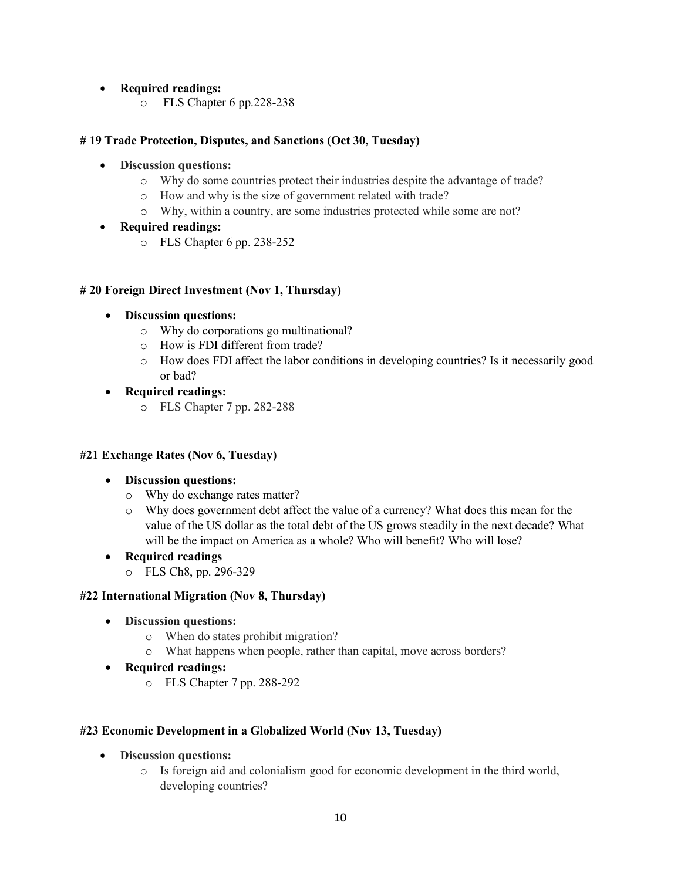- **Required readings:**
    - FLS Chapter 6 pp.228-238

### # 19 Trade Protection, Disputes, and Sanctions (Oct 30, Tuesday)

- **Discussion questions:**
    - Why do some countries protect their industries despite the advantage of trade?
    - How and why is the size of government related with trade?
    - Why, within a country, are some industries protected while some are not?
- **Required readings:**
    - FLS Chapter 6 pp. 238-252

### # 20 Foreign Direct Investment (Nov 1, Thursday)

- **Discussion questions:**
    - Why do corporations go multinational?
    - How is FDI different from trade?
    - How does FDI affect the labor conditions in developing countries? Is it necessarily good or bad?
- **Required readings:**
    - FLS Chapter 7 pp. 282-288

### #21 Exchange Rates (Nov 6, Tuesday)

- **Discussion questions:**
    - Why do exchange rates matter?
    - Why does government debt affect the value of a currency? What does this mean for the value of the US dollar as the total debt of the US grows steadily in the next decade? What will be the impact on America as a whole? Who will benefit? Who will lose?
- **Required readings**
    - FLS Ch8, pp. 296-329

### #22 International Migration (Nov 8, Thursday)

- **Discussion questions:**
    - When do states prohibit migration?
    - What happens when people, rather than capital, move across borders?
- **Required readings:**
    - FLS Chapter 7 pp. 288-292

### #23 Economic Development in a Globalized World (Nov 13, Tuesday)

- **Discussion questions:**
    - Is foreign aid and colonialism good for economic development in the third world, developing countries?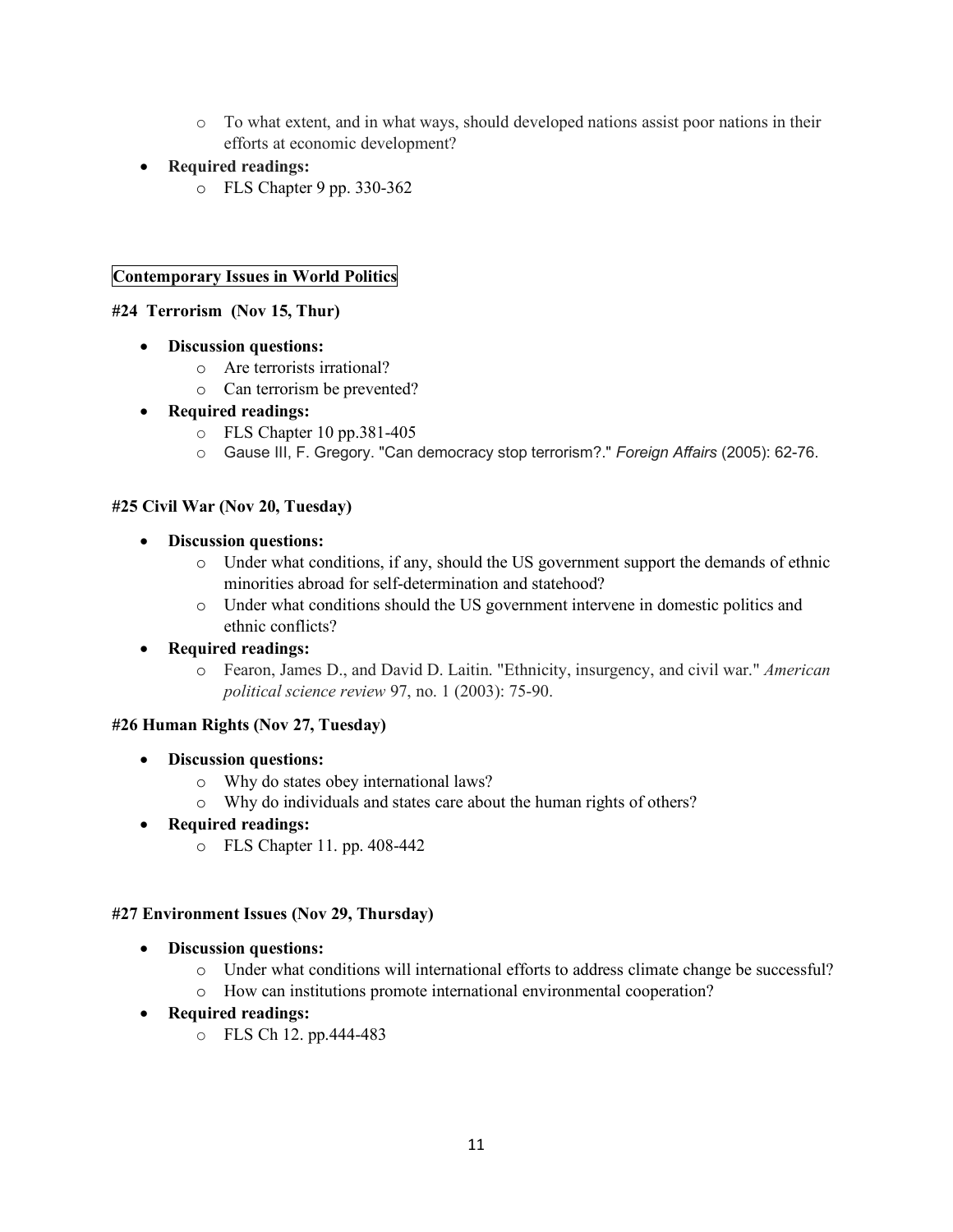- To what extent, and in what ways, should developed nations assist poor nations in their efforts at economic development?
- **Required readings:**
  - FLS Chapter 9 pp. 330-362

## Contemporary Issues in World Politics

### #24 Terrorism (Nov 15, Thur)

- **Discussion questions:**
  - Are terrorists irrational?
  - Can terrorism be prevented?
- **Required readings:**
  - FLS Chapter 10 pp.381-405
  - Gause III, F. Gregory. "Can democracy stop terrorism?." *Foreign Affairs* (2005): 62-76.

### #25 Civil War (Nov 20, Tuesday)

- **Discussion questions:**
  - Under what conditions, if any, should the US government support the demands of ethnic minorities abroad for self-determination and statehood?
  - Under what conditions should the US government intervene in domestic politics and ethnic conflicts?
- **Required readings:**
  - Fearon, James D., and David D. Laitin. "Ethnicity, insurgency, and civil war." *American political science review* 97, no. 1 (2003): 75-90.

### #26 Human Rights (Nov 27, Tuesday)

- **Discussion questions:**
  - Why do states obey international laws?
  - Why do individuals and states care about the human rights of others?
- **Required readings:**
  - FLS Chapter 11. pp. 408-442

### #27 Environment Issues (Nov 29, Thursday)

- **Discussion questions:**
  - Under what conditions will international efforts to address climate change be successful?
  - How can institutions promote international environmental cooperation?
- **Required readings:**
  - FLS Ch 12. pp.444-483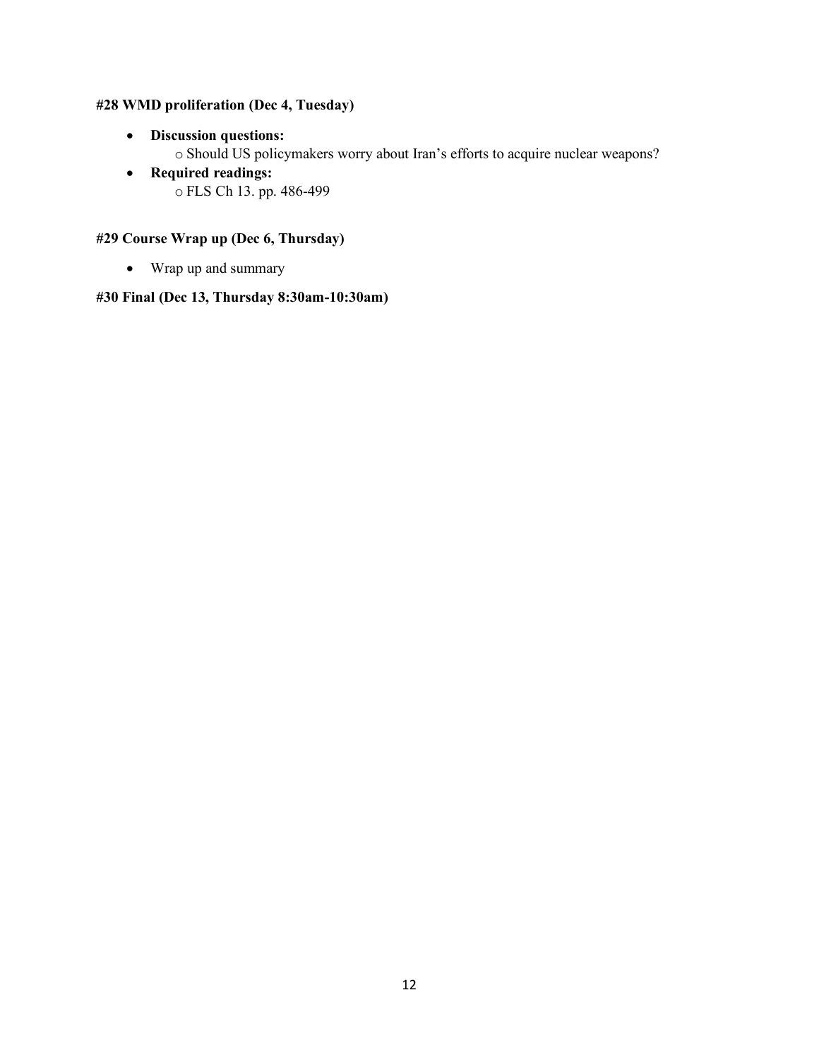**#28 WMD proliferation (Dec 4, Tuesday)**

- **Discussion questions:**
    - Should US policymakers worry about Iran's efforts to acquire nuclear weapons?
- **Required readings:**
    - FLS Ch 13. pp. 486-499

**#29 Course Wrap up (Dec 6, Thursday)**

- Wrap up and summary

**#30 Final (Dec 13, Thursday 8:30am-10:30am)**